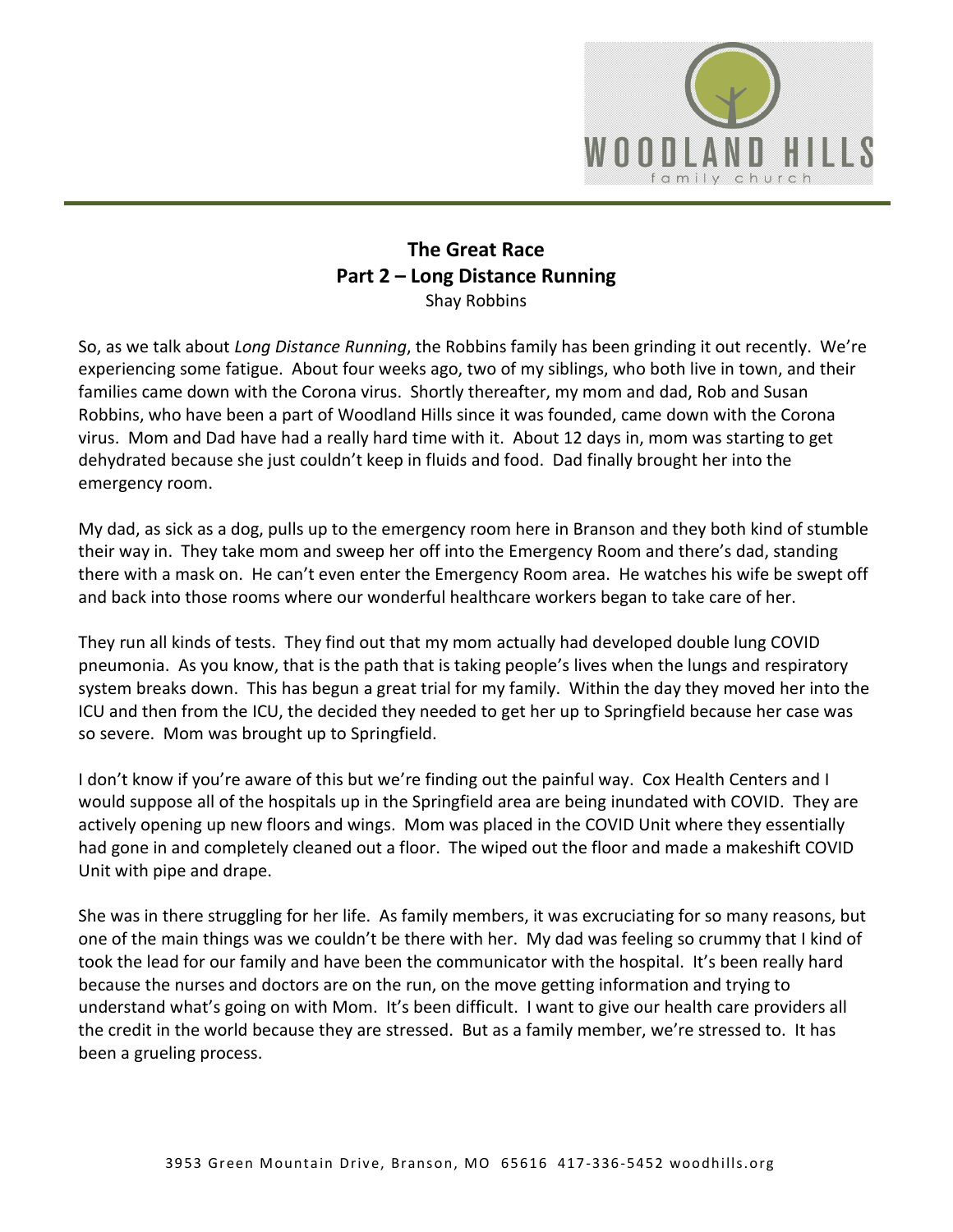# The Great Race
## Part 2 – Long Distance Running
Shay Robbins

So, as we talk about *Long Distance Running*, the Robbins family has been grinding it out recently. We're experiencing some fatigue. About four weeks ago, two of my siblings, who both live in town, and their families came down with the Corona virus. Shortly thereafter, my mom and dad, Rob and Susan Robbins, who have been a part of Woodland Hills since it was founded, came down with the Corona virus. Mom and Dad have had a really hard time with it. About 12 days in, mom was starting to get dehydrated because she just couldn't keep in fluids and food. Dad finally brought her into the emergency room.

My dad, as sick as a dog, pulls up to the emergency room here in Branson and they both kind of stumble their way in. They take mom and sweep her off into the Emergency Room and there's dad, standing there with a mask on. He can't even enter the Emergency Room area. He watches his wife be swept off and back into those rooms where our wonderful healthcare workers began to take care of her.

They run all kinds of tests. They find out that my mom actually had developed double lung COVID pneumonia. As you know, that is the path that is taking people's lives when the lungs and respiratory system breaks down. This has begun a great trial for my family. Within the day they moved her into the ICU and then from the ICU, the decided they needed to get her up to Springfield because her case was so severe. Mom was brought up to Springfield.

I don't know if you're aware of this but we're finding out the painful way. Cox Health Centers and I would suppose all of the hospitals up in the Springfield area are being inundated with COVID. They are actively opening up new floors and wings. Mom was placed in the COVID Unit where they essentially had gone in and completely cleaned out a floor. The wiped out the floor and made a makeshift COVID Unit with pipe and drape.

She was in there struggling for her life. As family members, it was excruciating for so many reasons, but one of the main things was we couldn't be there with her. My dad was feeling so crummy that I kind of took the lead for our family and have been the communicator with the hospital. It's been really hard because the nurses and doctors are on the run, on the move getting information and trying to understand what's going on with Mom. It's been difficult. I want to give our health care providers all the credit in the world because they are stressed. But as a family member, we're stressed to. It has been a grueling process.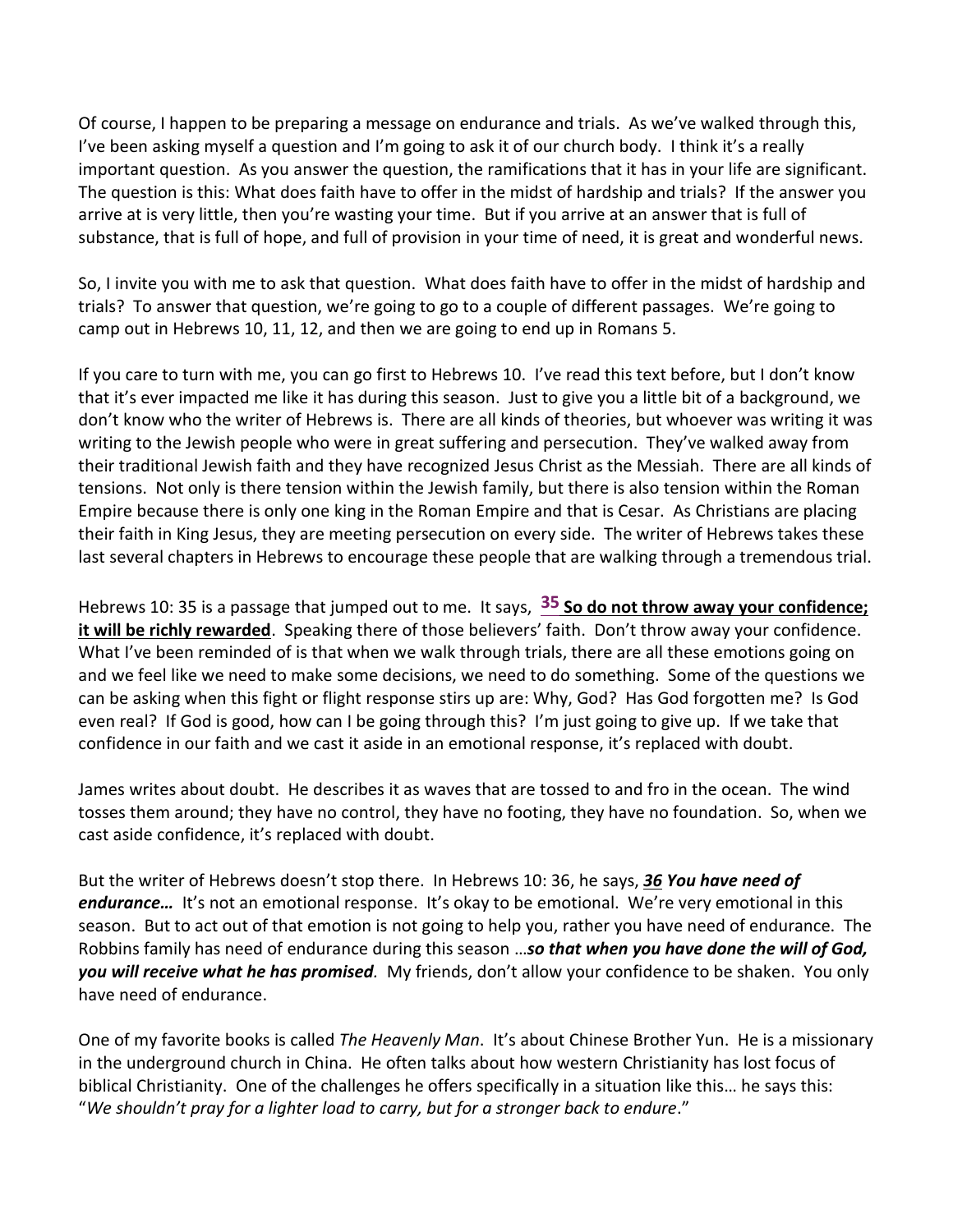Of course, I happen to be preparing a message on endurance and trials. As we've walked through this, I've been asking myself a question and I'm going to ask it of our church body. I think it's a really important question. As you answer the question, the ramifications that it has in your life are significant. The question is this: What does faith have to offer in the midst of hardship and trials? If the answer you arrive at is very little, then you're wasting your time. But if you arrive at an answer that is full of substance, that is full of hope, and full of provision in your time of need, it is great and wonderful news.

So, I invite you with me to ask that question. What does faith have to offer in the midst of hardship and trials? To answer that question, we're going to go to a couple of different passages. We're going to camp out in Hebrews 10, 11, 12, and then we are going to end up in Romans 5.

If you care to turn with me, you can go first to Hebrews 10. I've read this text before, but I don't know that it's ever impacted me like it has during this season. Just to give you a little bit of a background, we don't know who the writer of Hebrews is. There are all kinds of theories, but whoever was writing it was writing to the Jewish people who were in great suffering and persecution. They've walked away from their traditional Jewish faith and they have recognized Jesus Christ as the Messiah. There are all kinds of tensions. Not only is there tension within the Jewish family, but there is also tension within the Roman Empire because there is only one king in the Roman Empire and that is Cesar. As Christians are placing their faith in King Jesus, they are meeting persecution on every side. The writer of Hebrews takes these last several chapters in Hebrews to encourage these people that are walking through a tremendous trial.

Hebrews 10: 35 is a passage that jumped out to me. It says, **35 <u>So do not throw away your confidence; it will be richly rewarded</u>**. Speaking there of those believers' faith. Don't throw away your confidence. What I've been reminded of is that when we walk through trials, there are all these emotions going on and we feel like we need to make some decisions, we need to do something. Some of the questions we can be asking when this fight or flight response stirs up are: Why, God? Has God forgotten me? Is God even real? If God is good, how can I be going through this? I'm just going to give up. If we take that confidence in our faith and we cast it aside in an emotional response, it's replaced with doubt.

James writes about doubt. He describes it as waves that are tossed to and fro in the ocean. The wind tosses them around; they have no control, they have no footing, they have no foundation. So, when we cast aside confidence, it's replaced with doubt.

But the writer of Hebrews doesn't stop there. In Hebrews 10: 36, he says, ***<u>36</u> You have need of endurance…*** It's not an emotional response. It's okay to be emotional. We're very emotional in this season. But to act out of that emotion is not going to help you, rather you have need of endurance. The Robbins family has need of endurance during this season …***so that when you have done the will of God, you will receive what he has promised***. My friends, don't allow your confidence to be shaken. You only have need of endurance.

One of my favorite books is called *The Heavenly Man*. It's about Chinese Brother Yun. He is a missionary in the underground church in China. He often talks about how western Christianity has lost focus of biblical Christianity. One of the challenges he offers specifically in a situation like this… he says this: "*We shouldn't pray for a lighter load to carry, but for a stronger back to endure*."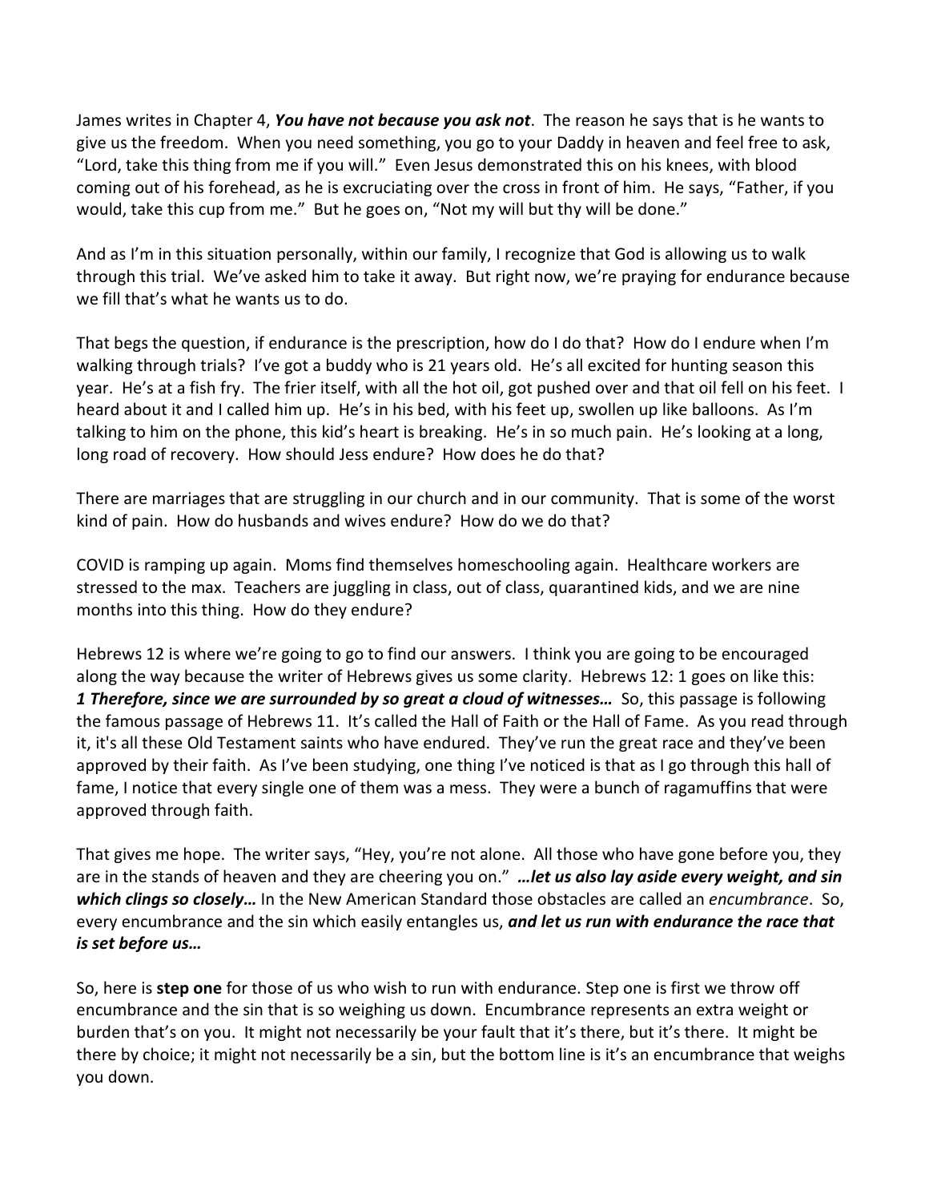James writes in Chapter 4, ***You have not because you ask not***. The reason he says that is he wants to give us the freedom. When you need something, you go to your Daddy in heaven and feel free to ask, "Lord, take this thing from me if you will." Even Jesus demonstrated this on his knees, with blood coming out of his forehead, as he is excruciating over the cross in front of him. He says, "Father, if you would, take this cup from me." But he goes on, "Not my will but thy will be done."

And as I'm in this situation personally, within our family, I recognize that God is allowing us to walk through this trial. We've asked him to take it away. But right now, we're praying for endurance because we fill that's what he wants us to do.

That begs the question, if endurance is the prescription, how do I do that? How do I endure when I'm walking through trials? I've got a buddy who is 21 years old. He's all excited for hunting season this year. He's at a fish fry. The frier itself, with all the hot oil, got pushed over and that oil fell on his feet. I heard about it and I called him up. He's in his bed, with his feet up, swollen up like balloons. As I'm talking to him on the phone, this kid's heart is breaking. He's in so much pain. He's looking at a long, long road of recovery. How should Jess endure? How does he do that?

There are marriages that are struggling in our church and in our community. That is some of the worst kind of pain. How do husbands and wives endure? How do we do that?

COVID is ramping up again. Moms find themselves homeschooling again. Healthcare workers are stressed to the max. Teachers are juggling in class, out of class, quarantined kids, and we are nine months into this thing. How do they endure?

Hebrews 12 is where we're going to go to find our answers. I think you are going to be encouraged along the way because the writer of Hebrews gives us some clarity. Hebrews 12: 1 goes on like this: ***1 Therefore, since we are surrounded by so great a cloud of witnesses…*** So, this passage is following the famous passage of Hebrews 11. It's called the Hall of Faith or the Hall of Fame. As you read through it, it's all these Old Testament saints who have endured. They've run the great race and they've been approved by their faith. As I've been studying, one thing I've noticed is that as I go through this hall of fame, I notice that every single one of them was a mess. They were a bunch of ragamuffins that were approved through faith.

That gives me hope. The writer says, "Hey, you're not alone. All those who have gone before you, they are in the stands of heaven and they are cheering you on." ***…let us also lay aside every weight, and sin which clings so closely…*** In the New American Standard those obstacles are called an *encumbrance*. So, every encumbrance and the sin which easily entangles us, ***and let us run with endurance the race that is set before us…***

So, here is **step one** for those of us who wish to run with endurance. Step one is first we throw off encumbrance and the sin that is so weighing us down. Encumbrance represents an extra weight or burden that's on you. It might not necessarily be your fault that it's there, but it's there. It might be there by choice; it might not necessarily be a sin, but the bottom line is it's an encumbrance that weighs you down.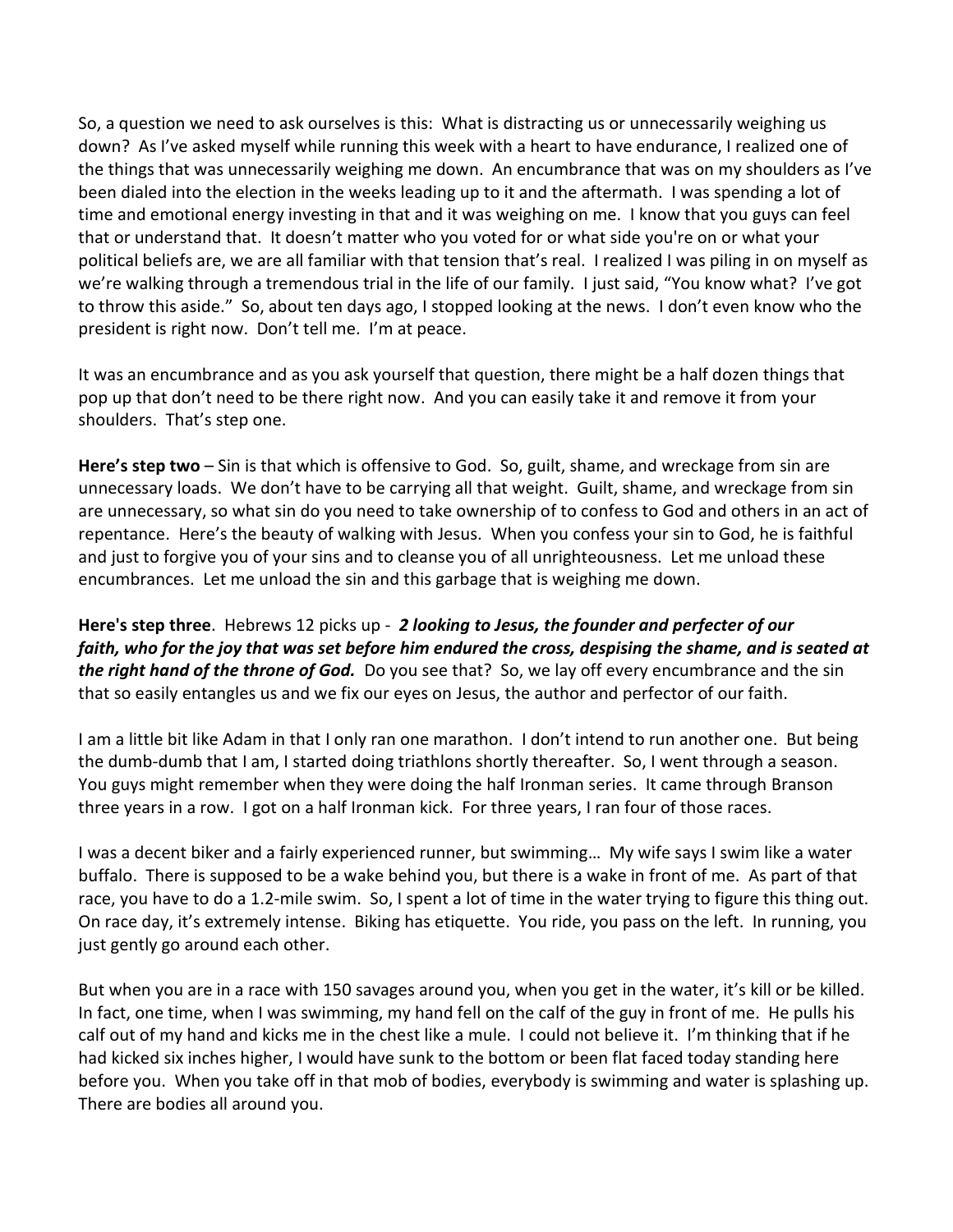So, a question we need to ask ourselves is this: What is distracting us or unnecessarily weighing us down? As I've asked myself while running this week with a heart to have endurance, I realized one of the things that was unnecessarily weighing me down. An encumbrance that was on my shoulders as I've been dialed into the election in the weeks leading up to it and the aftermath. I was spending a lot of time and emotional energy investing in that and it was weighing on me. I know that you guys can feel that or understand that. It doesn't matter who you voted for or what side you're on or what your political beliefs are, we are all familiar with that tension that's real. I realized I was piling in on myself as we're walking through a tremendous trial in the life of our family. I just said, "You know what? I've got to throw this aside." So, about ten days ago, I stopped looking at the news. I don't even know who the president is right now. Don't tell me. I'm at peace.

It was an encumbrance and as you ask yourself that question, there might be a half dozen things that pop up that don't need to be there right now. And you can easily take it and remove it from your shoulders. That's step one.

**Here's step two** – Sin is that which is offensive to God. So, guilt, shame, and wreckage from sin are unnecessary loads. We don't have to be carrying all that weight. Guilt, shame, and wreckage from sin are unnecessary, so what sin do you need to take ownership of to confess to God and others in an act of repentance. Here's the beauty of walking with Jesus. When you confess your sin to God, he is faithful and just to forgive you of your sins and to cleanse you of all unrighteousness. Let me unload these encumbrances. Let me unload the sin and this garbage that is weighing me down.

**Here's step three**. Hebrews 12 picks up - ***2 looking to Jesus, the founder and perfecter of our faith, who for the joy that was set before him endured the cross, despising the shame, and is seated at the right hand of the throne of God.*** Do you see that? So, we lay off every encumbrance and the sin that so easily entangles us and we fix our eyes on Jesus, the author and perfector of our faith.

I am a little bit like Adam in that I only ran one marathon. I don't intend to run another one. But being the dumb-dumb that I am, I started doing triathlons shortly thereafter. So, I went through a season. You guys might remember when they were doing the half Ironman series. It came through Branson three years in a row. I got on a half Ironman kick. For three years, I ran four of those races.

I was a decent biker and a fairly experienced runner, but swimming… My wife says I swim like a water buffalo. There is supposed to be a wake behind you, but there is a wake in front of me. As part of that race, you have to do a 1.2-mile swim. So, I spent a lot of time in the water trying to figure this thing out. On race day, it's extremely intense. Biking has etiquette. You ride, you pass on the left. In running, you just gently go around each other.

But when you are in a race with 150 savages around you, when you get in the water, it's kill or be killed. In fact, one time, when I was swimming, my hand fell on the calf of the guy in front of me. He pulls his calf out of my hand and kicks me in the chest like a mule. I could not believe it. I'm thinking that if he had kicked six inches higher, I would have sunk to the bottom or been flat faced today standing here before you. When you take off in that mob of bodies, everybody is swimming and water is splashing up. There are bodies all around you.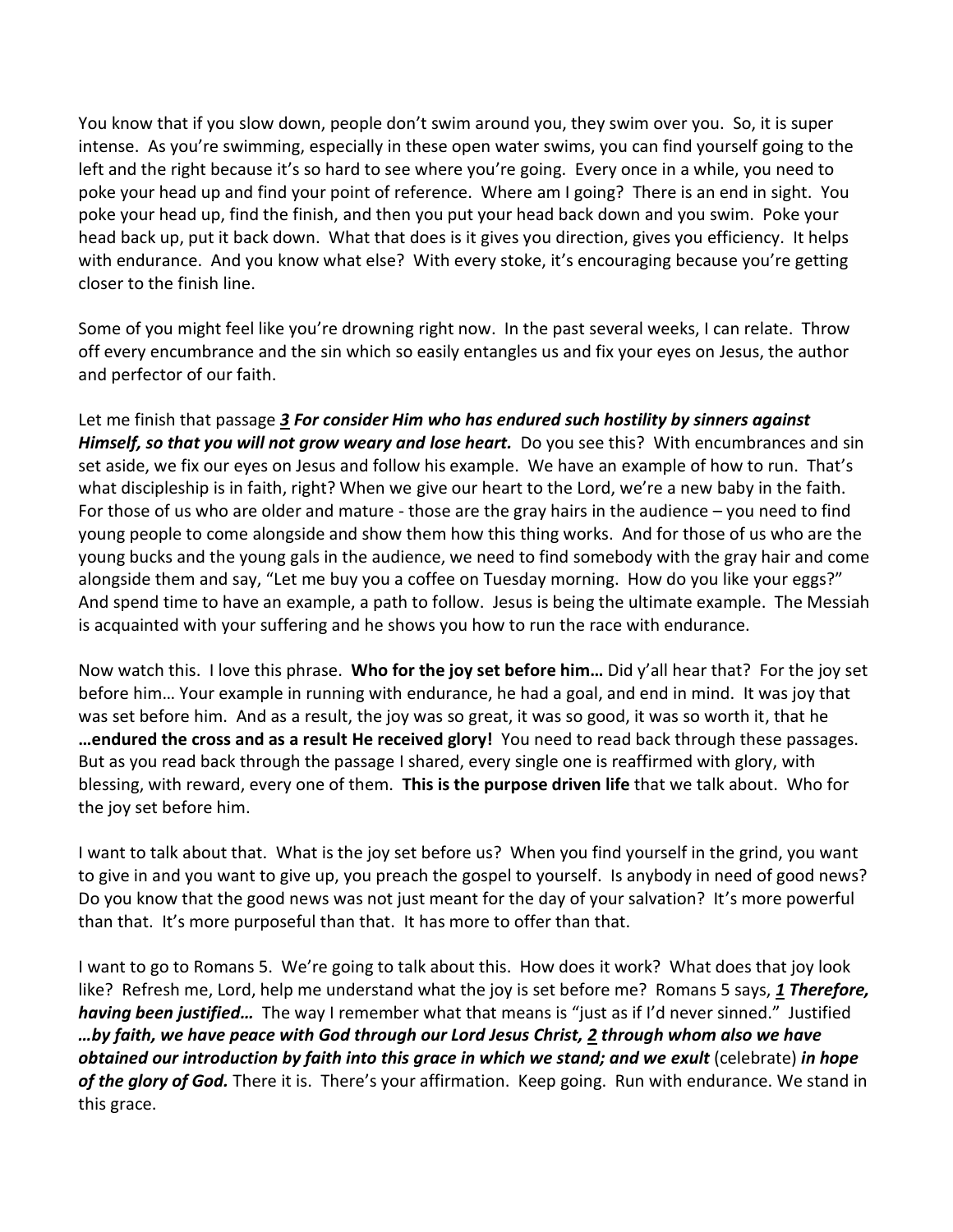You know that if you slow down, people don't swim around you, they swim over you. So, it is super intense. As you're swimming, especially in these open water swims, you can find yourself going to the left and the right because it's so hard to see where you're going. Every once in a while, you need to poke your head up and find your point of reference. Where am I going? There is an end in sight. You poke your head up, find the finish, and then you put your head back down and you swim. Poke your head back up, put it back down. What that does is it gives you direction, gives you efficiency. It helps with endurance. And you know what else? With every stoke, it's encouraging because you're getting closer to the finish line.

Some of you might feel like you're drowning right now. In the past several weeks, I can relate. Throw off every encumbrance and the sin which so easily entangles us and fix your eyes on Jesus, the author and perfector of our faith.

Let me finish that passage ***3 For consider Him who has endured such hostility by sinners against Himself, so that you will not grow weary and lose heart.*** Do you see this? With encumbrances and sin set aside, we fix our eyes on Jesus and follow his example. We have an example of how to run. That's what discipleship is in faith, right? When we give our heart to the Lord, we're a new baby in the faith. For those of us who are older and mature - those are the gray hairs in the audience – you need to find young people to come alongside and show them how this thing works. And for those of us who are the young bucks and the young gals in the audience, we need to find somebody with the gray hair and come alongside them and say, "Let me buy you a coffee on Tuesday morning. How do you like your eggs?" And spend time to have an example, a path to follow. Jesus is being the ultimate example. The Messiah is acquainted with your suffering and he shows you how to run the race with endurance.

Now watch this. I love this phrase. **Who for the joy set before him…** Did y'all hear that? For the joy set before him… Your example in running with endurance, he had a goal, and end in mind. It was joy that was set before him. And as a result, the joy was so great, it was so good, it was so worth it, that he **…endured the cross and as a result He received glory!** You need to read back through these passages. But as you read back through the passage I shared, every single one is reaffirmed with glory, with blessing, with reward, every one of them. **This is the purpose driven life** that we talk about. Who for the joy set before him.

I want to talk about that. What is the joy set before us? When you find yourself in the grind, you want to give in and you want to give up, you preach the gospel to yourself. Is anybody in need of good news? Do you know that the good news was not just meant for the day of your salvation? It's more powerful than that. It's more purposeful than that. It has more to offer than that.

I want to go to Romans 5. We're going to talk about this. How does it work? What does that joy look like? Refresh me, Lord, help me understand what the joy is set before me? Romans 5 says, ***1 Therefore, having been justified…*** The way I remember what that means is "just as if I'd never sinned." Justified ***…by faith, we have peace with God through our Lord Jesus Christ, 2 through whom also we have obtained our introduction by faith into this grace in which we stand; and we exult*** (celebrate) ***in hope of the glory of God.*** There it is. There's your affirmation. Keep going. Run with endurance. We stand in this grace.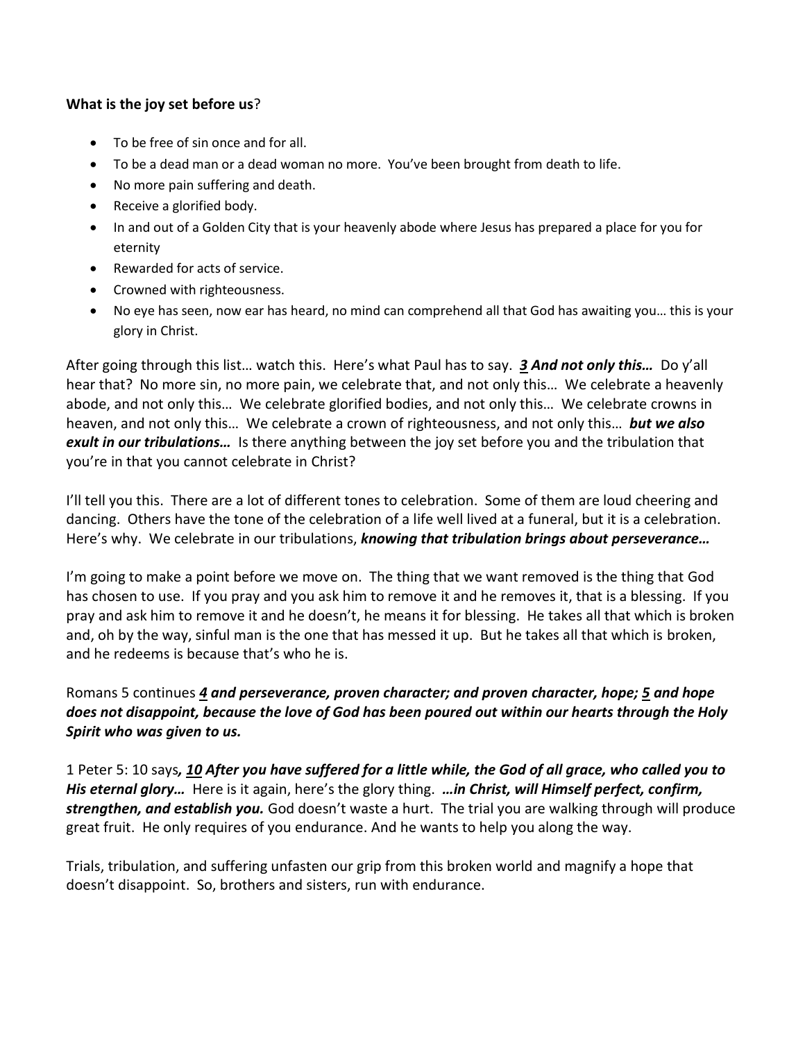**What is the joy set before us**?

- To be free of sin once and for all.
- To be a dead man or a dead woman no more. You've been brought from death to life.
- No more pain suffering and death.
- Receive a glorified body.
- In and out of a Golden City that is your heavenly abode where Jesus has prepared a place for you for eternity
- Rewarded for acts of service.
- Crowned with righteousness.
- No eye has seen, now ear has heard, no mind can comprehend all that God has awaiting you… this is your glory in Christ.

After going through this list… watch this. Here's what Paul has to say. ***<u>3</u> And not only this…*** Do y'all hear that? No more sin, no more pain, we celebrate that, and not only this… We celebrate a heavenly abode, and not only this… We celebrate glorified bodies, and not only this… We celebrate crowns in heaven, and not only this… We celebrate a crown of righteousness, and not only this… ***but we also exult in our tribulations…*** Is there anything between the joy set before you and the tribulation that you're in that you cannot celebrate in Christ?

I'll tell you this. There are a lot of different tones to celebration. Some of them are loud cheering and dancing. Others have the tone of the celebration of a life well lived at a funeral, but it is a celebration. Here's why. We celebrate in our tribulations, ***knowing that tribulation brings about perseverance…***

I'm going to make a point before we move on. The thing that we want removed is the thing that God has chosen to use. If you pray and you ask him to remove it and he removes it, that is a blessing. If you pray and ask him to remove it and he doesn't, he means it for blessing. He takes all that which is broken and, oh by the way, sinful man is the one that has messed it up. But he takes all that which is broken, and he redeems is because that's who he is.

Romans 5 continues ***<u>4</u> and perseverance, proven character; and proven character, hope; <u>5</u> and hope does not disappoint, because the love of God has been poured out within our hearts through the Holy Spirit who was given to us.***

1 Peter 5: 10 says***, <u>10</u> After you have suffered for a little while, the God of all grace, who called you to His eternal glory…*** Here is it again, here's the glory thing. ***…in Christ, will Himself perfect, confirm, strengthen, and establish you.*** God doesn't waste a hurt. The trial you are walking through will produce great fruit. He only requires of you endurance. And he wants to help you along the way.

Trials, tribulation, and suffering unfasten our grip from this broken world and magnify a hope that doesn't disappoint. So, brothers and sisters, run with endurance.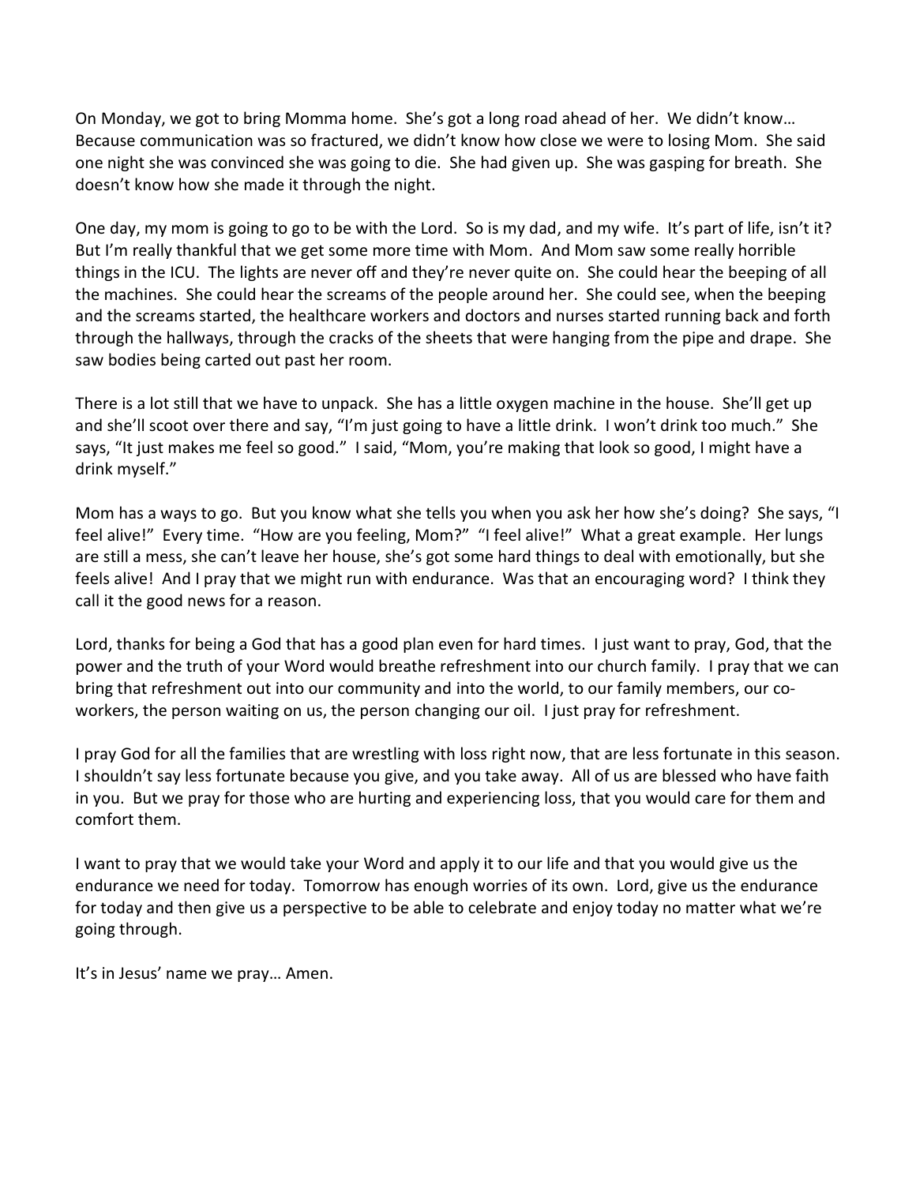On Monday, we got to bring Momma home. She's got a long road ahead of her. We didn't know… Because communication was so fractured, we didn't know how close we were to losing Mom. She said one night she was convinced she was going to die. She had given up. She was gasping for breath. She doesn't know how she made it through the night.

One day, my mom is going to go to be with the Lord. So is my dad, and my wife. It's part of life, isn't it? But I'm really thankful that we get some more time with Mom. And Mom saw some really horrible things in the ICU. The lights are never off and they're never quite on. She could hear the beeping of all the machines. She could hear the screams of the people around her. She could see, when the beeping and the screams started, the healthcare workers and doctors and nurses started running back and forth through the hallways, through the cracks of the sheets that were hanging from the pipe and drape. She saw bodies being carted out past her room.

There is a lot still that we have to unpack. She has a little oxygen machine in the house. She'll get up and she'll scoot over there and say, "I'm just going to have a little drink. I won't drink too much." She says, "It just makes me feel so good." I said, "Mom, you're making that look so good, I might have a drink myself."

Mom has a ways to go. But you know what she tells you when you ask her how she's doing? She says, "I feel alive!" Every time. "How are you feeling, Mom?" "I feel alive!" What a great example. Her lungs are still a mess, she can't leave her house, she's got some hard things to deal with emotionally, but she feels alive! And I pray that we might run with endurance. Was that an encouraging word? I think they call it the good news for a reason.

Lord, thanks for being a God that has a good plan even for hard times. I just want to pray, God, that the power and the truth of your Word would breathe refreshment into our church family. I pray that we can bring that refreshment out into our community and into the world, to our family members, our co-workers, the person waiting on us, the person changing our oil. I just pray for refreshment.

I pray God for all the families that are wrestling with loss right now, that are less fortunate in this season. I shouldn't say less fortunate because you give, and you take away. All of us are blessed who have faith in you. But we pray for those who are hurting and experiencing loss, that you would care for them and comfort them.

I want to pray that we would take your Word and apply it to our life and that you would give us the endurance we need for today. Tomorrow has enough worries of its own. Lord, give us the endurance for today and then give us a perspective to be able to celebrate and enjoy today no matter what we're going through.

It's in Jesus' name we pray… Amen.